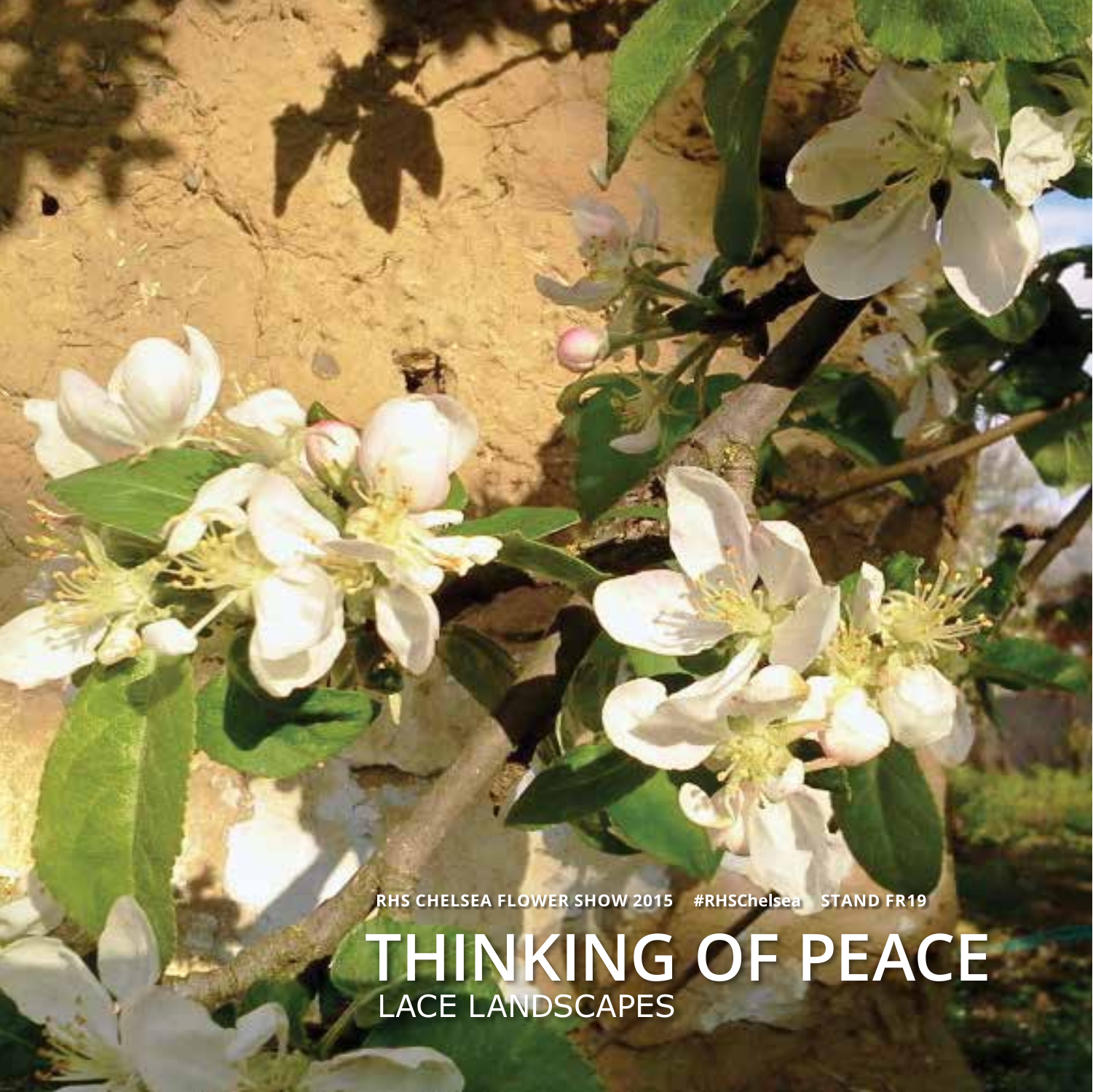RHS CHELSEA FLOWER SHOW 2015 #RHSChelsea STAND FR19

# THINKING OF PEACE

LACE LANDSCAPES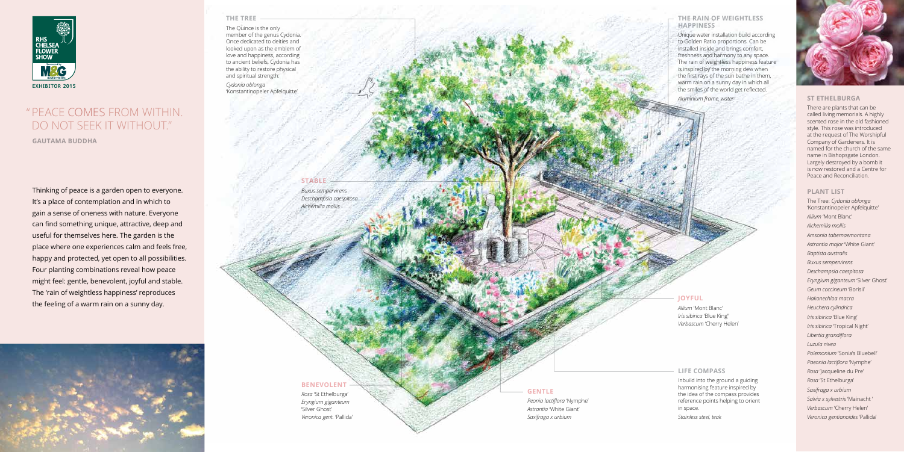RHS CHELSEA FLOWER SHOW

M&G INVESTMENTS

EXHIBITOR 2015

# "PEACE COMES FROM WITHIN. DO NOT SEEK IT WITHOUT."

**GAUTAMA BUDDHA**

Thinking of peace is a garden open to everyone. It's a place of contemplation and in which to gain a sense of oneness with nature. Everyone can find something unique, attractive, deep and useful for themselves here. The garden is the place where one experiences calm and feels free, happy and protected, yet open to all possibilities. Four planting combinations reveal how peace might feel: gentle, benevolent, joyful and stable. The 'rain of weightless happiness' reproduces the feeling of a warm rain on a sunny day.

## THE TREE

The Quince is the only member of the genus Cydonia. Once dedicated to deities and looked upon as the emblem of love and happiness, according to ancient beliefs, Cydonia has the ability to restore physical and spiritual strength.

*Cydonia oblonga* 'Konstantinopeler Apfelquitte'

## STABLE

*Buxus sempervirens*
*Deschampsia caespitosa*
*Alchemilla mollis*

## THE RAIN OF WEIGHTLESS HAPPINESS

Unique water installation build according to Golden Ratio proportions. Can be installed inside and brings comfort, freshness and harmony to any space. The rain of weightless happiness feature is inspired by the morning dew when the first rays of the sun bathe in them, warm rain on a sunny day in which all the smiles of the world get reflected.

*Aluminium frame, water*

## JOYFUL

*Allium* 'Mont Blanc'
*Iris sibirica* 'Blue King'
*Verbascum* 'Cherry Helen'

## LIFE COMPASS

Inbuild into the ground a guiding harmonising feature inspired by the idea of the compass provides reference points helping to orient in space.

*Stainless steel, teak*

## BENEVOLENT

*Rosa* 'St Ethelburga'
*Eryngium giganteum* 'Silver Ghost'
*Veronica gent.* 'Pallida'

## GENTLE

*Peonia lactiflora* 'Nymphe'
*Astrantia* 'White Giant'
*Saxifraga x urbium*

## ST ETHELBURGA

There are plants that can be called living memorials. A highly scented rose in the old fashioned style. This rose was introduced at the request of The Worshipful Company of Gardeners. It is named for the church of the same name in Bishopsgate London. Largely destroyed by a bomb it is now restored and a Centre for Peace and Reconciliation.

## PLANT LIST

The Tree: *Cydonia oblonga* 'Konstantinopeler Apfelquitte'
*Allium* 'Mont Blanc'
*Alchemilla mollis*
*Amsonia tabernaemontana*
*Astrantia major* 'White Giant'
*Baptista australis*
*Buxus sempervirens*
*Deschampsia caespitosa*
*Eryngium giganteum* 'Silver Ghost'
*Geum coccineum* 'Borisii'
*Hakonechloa macra*
*Heuchera cylindrica*
*Iris sibirica* 'Blue King'
*Iris sibirica* 'Tropical Night'
*Libertia grandiflora*
*Luzula nivea*
*Polemonium* 'Sonia's Bluebell'
*Paeonia lactiflora* 'Nymphe'
*Rosa* 'Jacqueline du Pre'
*Rosa* 'St Ethelburga'
*Saxifraga x urbium*
*Salvia x sylvestris* 'Mainacht '
*Verbascum* 'Cherry Helen'
*Veronica gentianoides* 'Pallida'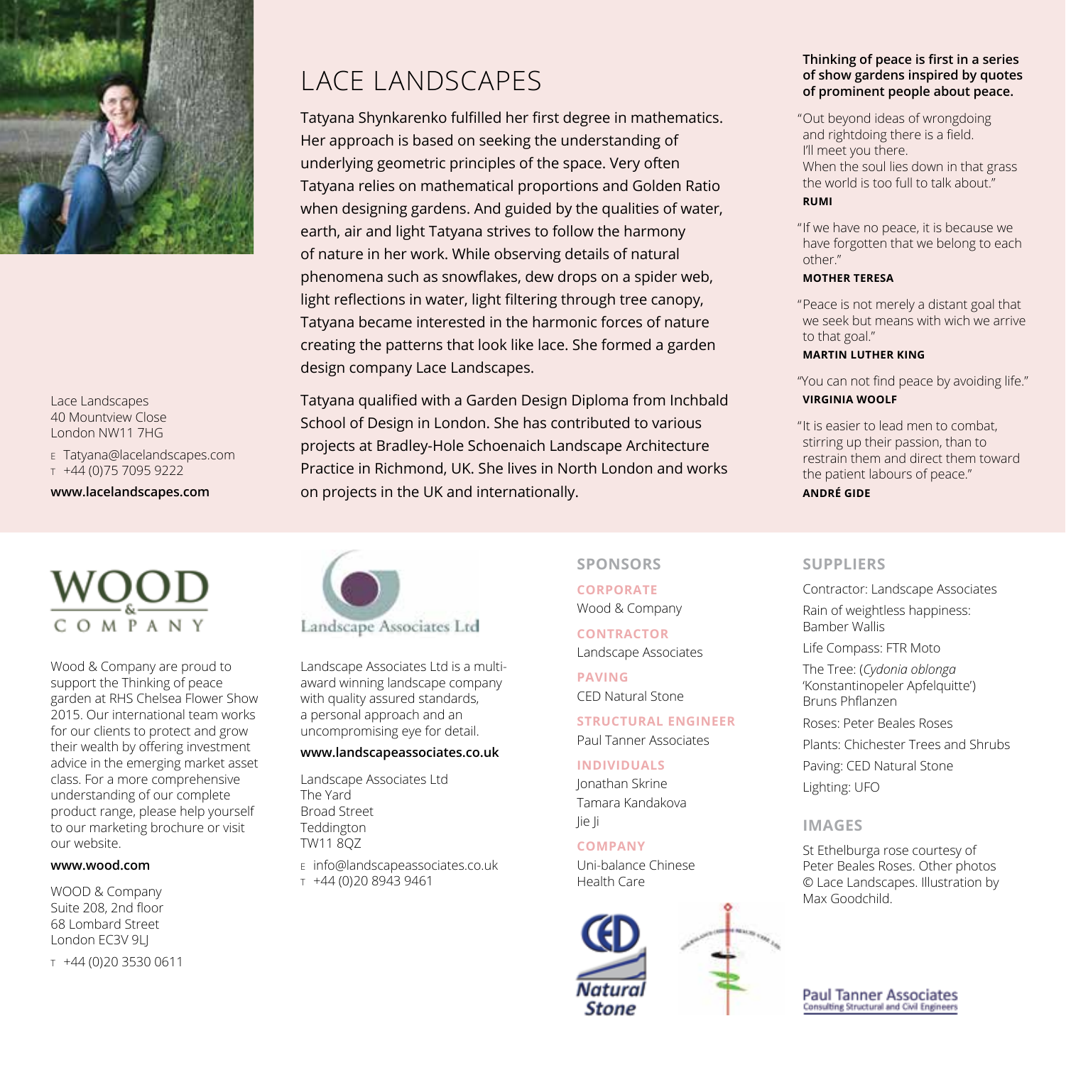# LACE LANDSCAPES

Tatyana Shynkarenko fulfilled her first degree in mathematics. Her approach is based on seeking the understanding of underlying geometric principles of the space. Very often Tatyana relies on mathematical proportions and Golden Ratio when designing gardens. And guided by the qualities of water, earth, air and light Tatyana strives to follow the harmony of nature in her work. While observing details of natural phenomena such as snowflakes, dew drops on a spider web, light reflections in water, light filtering through tree canopy, Tatyana became interested in the harmonic forces of nature creating the patterns that look like lace. She formed a garden design company Lace Landscapes.

Tatyana qualified with a Garden Design Diploma from Inchbald School of Design in London. She has contributed to various projects at Bradley-Hole Schoenaich Landscape Architecture Practice in Richmond, UK. She lives in North London and works on projects in the UK and internationally.

Lace Landscapes
40 Mountview Close
London NW11 7HG

E Tatyana@lacelandscapes.com
T +44 (0)75 7095 9222

**www.lacelandscapes.com**

**Thinking of peace is first in a series of show gardens inspired by quotes of prominent people about peace.**

"Out beyond ideas of wrongdoing and rightdoing there is a field. I'll meet you there. When the soul lies down in that grass the world is too full to talk about."
**RUMI**

"If we have no peace, it is because we have forgotten that we belong to each other."
**MOTHER TERESA**

"Peace is not merely a distant goal that we seek but means with wich we arrive to that goal."
**MARTIN LUTHER KING**

"You can not find peace by avoiding life."
**VIRGINIA WOOLF**

"It is easier to lead men to combat, stirring up their passion, than to restrain them and direct them toward the patient labours of peace."
**ANDRÉ GIDE**

WOOD & COMPANY

Wood & Company are proud to support the Thinking of peace garden at RHS Chelsea Flower Show 2015. Our international team works for our clients to protect and grow their wealth by offering investment advice in the emerging market asset class. For a more comprehensive understanding of our complete product range, please help yourself to our marketing brochure or visit our website.

**www.wood.com**

WOOD & Company
Suite 208, 2nd floor
68 Lombard Street
London EC3V 9LJ

T +44 (0)20 3530 0611

Landscape Associates Ltd

Landscape Associates Ltd is a multi-award winning landscape company with quality assured standards, a personal approach and an uncompromising eye for detail.

**www.landscapeassociates.co.uk**

Landscape Associates Ltd
The Yard
Broad Street
Teddington
TW11 8QZ

E info@landscapeassociates.co.uk
T +44 (0)20 8943 9461

## SPONSORS

**CORPORATE**
Wood & Company

**CONTRACTOR**
Landscape Associates

**PAVING**
CED Natural Stone

**STRUCTURAL ENGINEER**
Paul Tanner Associates

**INDIVIDUALS**
Jonathan Skrine
Tamara Kandakova
Jie Ji

**COMPANY**
Uni-balance Chinese Health Care

CED Natural Stone

## SUPPLIERS

Contractor: Landscape Associates

Rain of weightless happiness: Bamber Wallis

Life Compass: FTR Moto

The Tree: (*Cydonia oblonga* 'Konstantinopeler Apfelquitte') Bruns Phflanzen

Roses: Peter Beales Roses

Plants: Chichester Trees and Shrubs

Paving: CED Natural Stone

Lighting: UFO

## IMAGES

St Ethelburga rose courtesy of Peter Beales Roses. Other photos © Lace Landscapes. Illustration by Max Goodchild.

Paul Tanner Associates
Consulting Structural and Civil Engineers